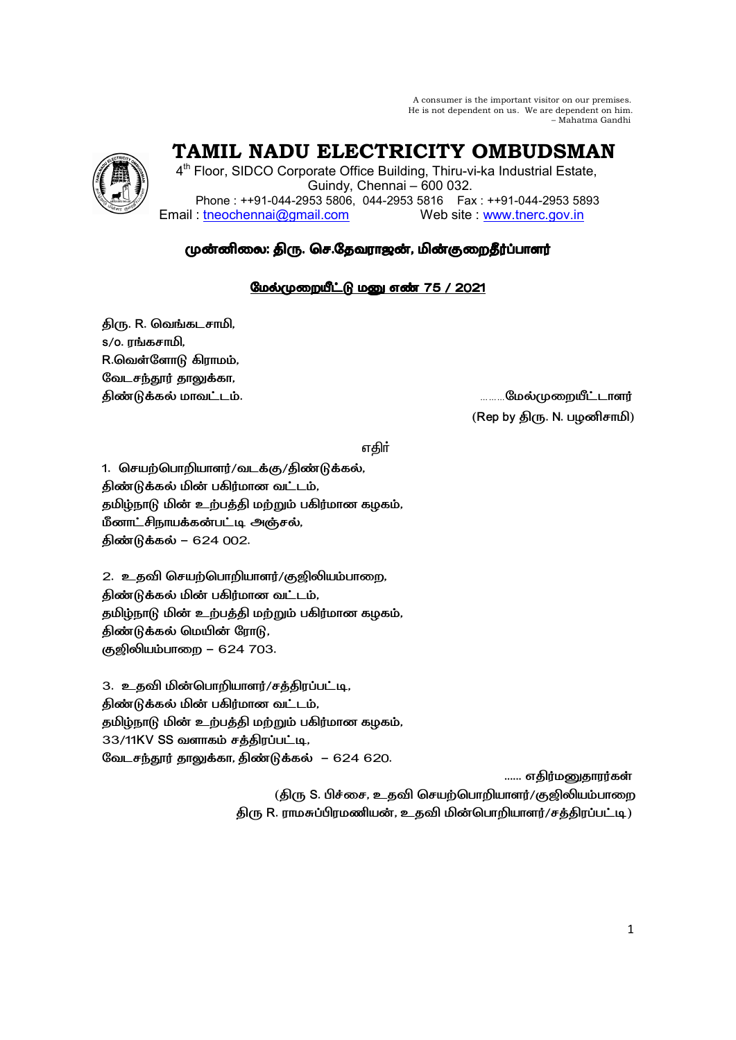A consumer is the important visitor on our premises.
He is not dependent on us. We are dependent on him.
– Mahatma Gandhi

# TAMIL NADU ELECTRICITY OMBUDSMAN

4th Floor, SIDCO Corporate Office Building, Thiru-vi-ka Industrial Estate,
Guindy, Chennai – 600 032.
Phone : ++91-044-2953 5806, 044-2953 5816 Fax : ++91-044-2953 5893
Email : tneochennai@gmail.com Web site : www.tnerc.gov.in

## முன்னிலை: திரு. செ.தேவராஜன், மின்குறைதீர்ப்பாளர்

### மேல்முறையீட்டு மனு எண் 75 / 2021

திரு. R. வெங்கடசாமி,
s/o. ரங்கசாமி,
R.வெள்ளோடு கிராமம்,
வேடசந்தூர் தாலுக்கா,
திண்டுக்கல் மாவட்டம். ………மேல்முறையீட்டாளர்
(Rep by திரு. N. பழனிசாமி)

எதிர்

1. செயற்பொறியாளர்/வடக்கு/திண்டுக்கல்,
திண்டுக்கல் மின் பகிர்மான வட்டம்,
தமிழ்நாடு மின் உற்பத்தி மற்றும் பகிர்மான கழகம்,
மீனாட்சிநாயக்கன்பட்டி அஞ்சல்,
திண்டுக்கல் – 624 002.

2. உதவி செயற்பொறியாளர்/குஜிலியம்பாறை,
திண்டுக்கல் மின் பகிர்மான வட்டம்,
தமிழ்நாடு மின் உற்பத்தி மற்றும் பகிர்மான கழகம்,
திண்டுக்கல் மெயின் ரோடு,
குஜிலியம்பாறை – 624 703.

3. உதவி மின்பொறியாளர்/சத்திரப்பட்டி,
திண்டுக்கல் மின் பகிர்மான வட்டம்,
தமிழ்நாடு மின் உற்பத்தி மற்றும் பகிர்மான கழகம்,
33/11KV SS வளாகம் சத்திரப்பட்டி,
வேடசந்தூர் தாலுக்கா, திண்டுக்கல் – 624 620.

...... எதிர்மனுதாரர்கள்
(திரு S. பிச்சை, உதவி செயற்பொறியாளர்/குஜிலியம்பாறை
திரு R. ராமசுப்பிரமணியன், உதவி மின்பொறியாளர்/சத்திரப்பட்டி)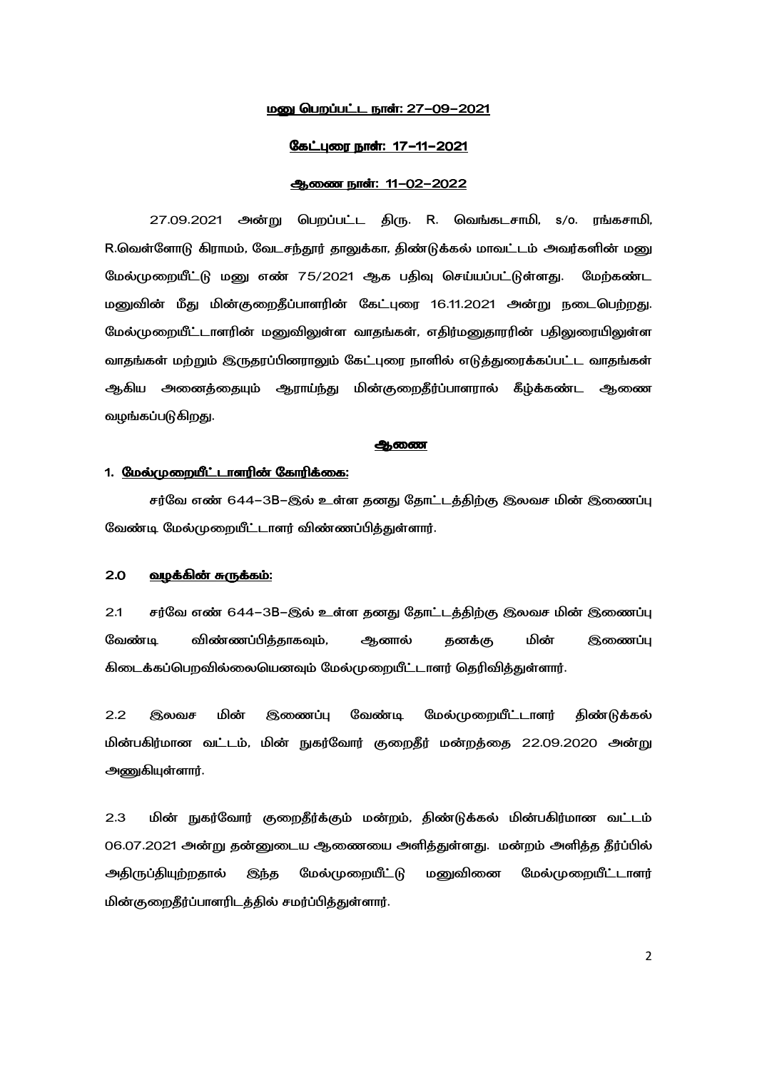<u>மனு பெறப்பட்ட நாள்: 27-09-2021</u>

<u>கேட்புரை நாள்: 17-11-2021</u>

<u>ஆணை நாள்: 11-02-2022</u>

27.09.2021 அன்று பெறப்பட்ட திரு. R. வெங்கடசாமி, s/o. ரங்கசாமி, R.வெள்ளோடு கிராமம், வேடசந்தூர் தாலுக்கா, திண்டுக்கல் மாவட்டம் அவர்களின் மனு மேல்முறையீட்டு மனு எண் 75/2021 ஆக பதிவு செய்யப்பட்டுள்ளது. மேற்கண்ட மனுவின் மீது மின்குறைதீப்பாளரின் கேட்புரை 16.11.2021 அன்று நடைபெற்றது. மேல்முறையீட்டாளரின் மனுவிலுள்ள வாதங்கள், எதிர்மனுதாரரின் பதிலுரையிலுள்ள வாதங்கள் மற்றும் இருதரப்பினராலும் கேட்புரை நாளில் எடுத்துரைக்கப்பட்ட வாதங்கள் ஆகிய அனைத்தையும் ஆராய்ந்து மின்குறைதீர்ப்பாளரால் கீழ்க்கண்ட ஆணை வழங்கப்படுகிறது.

<u>**ஆணை**</u>

**1. <u>மேல்முறையீட்டாளரின் கோரிக்கை:</u>**

சர்வே எண் 644-3B-இல் உள்ள தனது தோட்டத்திற்கு இலவச மின் இணைப்பு வேண்டி மேல்முறையீட்டாளர் விண்ணப்பித்துள்ளார்.

**2.0 <u>வழக்கின் சுருக்கம்:</u>**

2.1 சர்வே எண் 644-3B-இல் உள்ள தனது தோட்டத்திற்கு இலவச மின் இணைப்பு வேண்டி விண்ணப்பித்தாகவும், ஆனால் தனக்கு மின் இணைப்பு கிடைக்கப்பெறவில்லையெனவும் மேல்முறையீட்டாளர் தெரிவித்துள்ளார்.

2.2 இலவச மின் இணைப்பு வேண்டி மேல்முறையீட்டாளர் திண்டுக்கல் மின்பகிர்மான வட்டம், மின் நுகர்வோர் குறைதீர் மன்றத்தை 22.09.2020 அன்று அணுகியுள்ளார்.

2.3 மின் நுகர்வோர் குறைதீர்க்கும் மன்றம், திண்டுக்கல் மின்பகிர்மான வட்டம் 06.07.2021 அன்று தன்னுடைய ஆணையை அளித்துள்ளது. மன்றம் அளித்த தீர்ப்பில் அதிருப்தியுற்றதால் இந்த மேல்முறையீட்டு மனுவினை மேல்முறையீட்டாளர் மின்குறைதீர்ப்பாளரிடத்தில் சமர்ப்பித்துள்ளார்.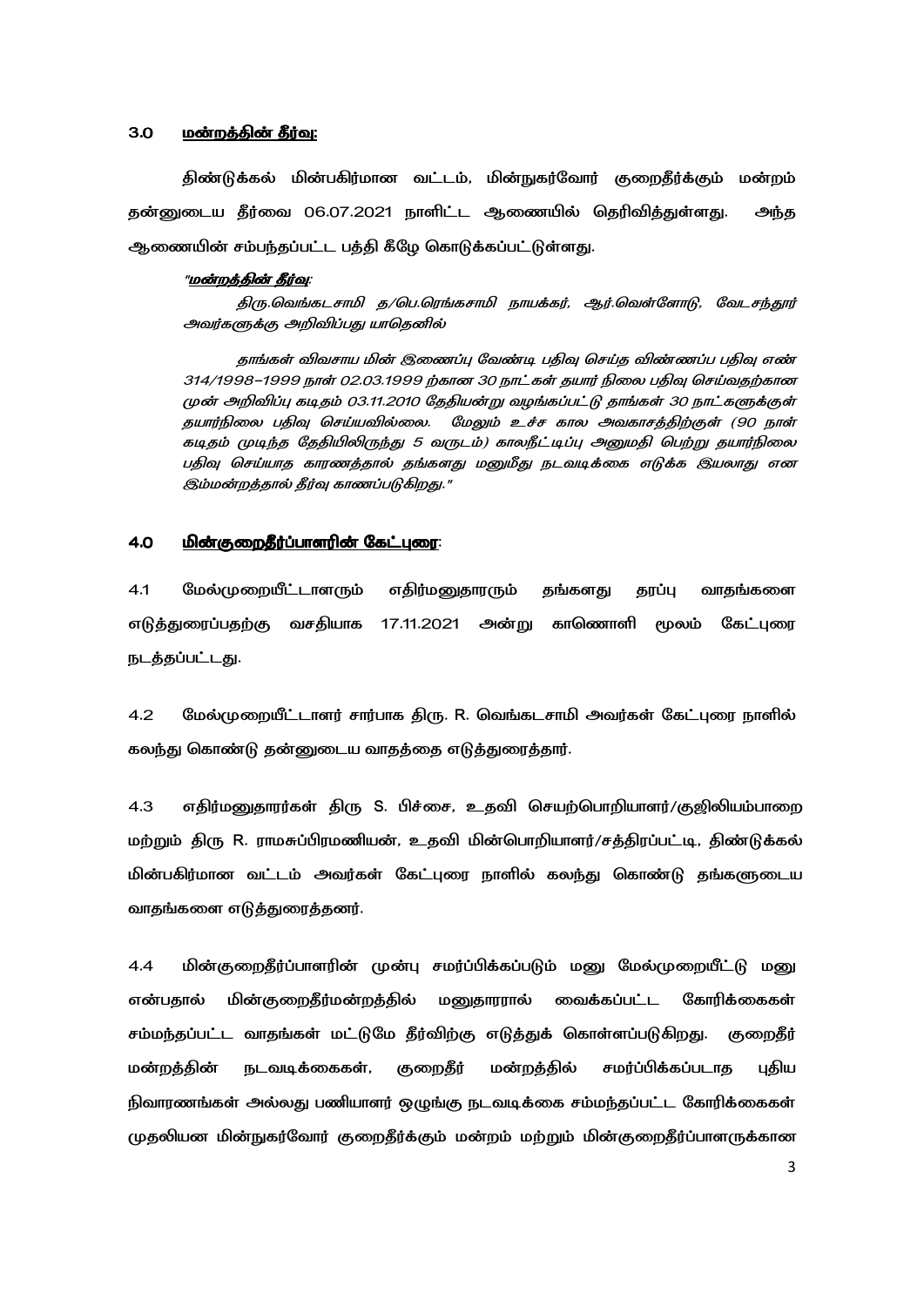## 3.0 <u>மன்றத்தின் தீர்வு:</u>

திண்டுக்கல் மின்பகிர்மான வட்டம், மின்நுகர்வோர் குறைதீர்க்கும் மன்றம் தன்னுடைய தீர்வை 06.07.2021 நாளிட்ட ஆணையில் தெரிவித்துள்ளது. அந்த ஆணையின் சம்பந்தப்பட்ட பத்தி கீழே கொடுக்கப்பட்டுள்ளது.

*"<u>**மன்றத்தின் தீர்வு**</u>:*

*திரு.வெங்கடசாமி த/பெ.ரெங்கசாமி நாயக்கர், ஆர்.வெள்ளோடு, வேடசந்தூர் அவர்களுக்கு அறிவிப்பது யாதெனில்*

*தாங்கள் விவசாய மின் இணைப்பு வேண்டி பதிவு செய்த விண்ணப்ப பதிவு எண் 314/1998–1999 நாள் 02.03.1999 ற்கான 30 நாட்கள் தயார் நிலை பதிவு செய்வதற்கான முன் அறிவிப்பு கடிதம் 03.11.2010 தேதியன்று வழங்கப்பட்டு தாங்கள் 30 நாட்களுக்குள் தயார்நிலை பதிவு செய்யவில்லை. மேலும் உச்ச கால அவகாசத்திற்குள் (90 நாள் கடிதம் முடிந்த தேதியிலிருந்து 5 வருடம்) காலநீட்டிப்பு அனுமதி பெற்று தயார்நிலை பதிவு செய்யாத காரணத்தால் தங்களது மனுமீது நடவடிக்கை எடுக்க இயலாது என இம்மன்றத்தால் தீர்வு காணப்படுகிறது."*

## 4.0 <u>மின்குறைதீர்ப்பாளரின் கேட்புரை</u>:

4.1 மேல்முறையீட்டாளரும் எதிர்மனுதாரரும் தங்களது தரப்பு வாதங்களை எடுத்துரைப்பதற்கு வசதியாக 17.11.2021 அன்று காணொளி மூலம் கேட்புரை நடத்தப்பட்டது.

4.2 மேல்முறையீட்டாளர் சார்பாக திரு. R. வெங்கடசாமி அவர்கள் கேட்புரை நாளில் கலந்து கொண்டு தன்னுடைய வாதத்தை எடுத்துரைத்தார்.

4.3 எதிர்மனுதாரர்கள் திரு S. பிச்சை, உதவி செயற்பொறியாளர்/குஜிலியம்பாறை மற்றும் திரு R. ராமசுப்பிரமணியன், உதவி மின்பொறியாளர்/சத்திரப்பட்டி, திண்டுக்கல் மின்பகிர்மான வட்டம் அவர்கள் கேட்புரை நாளில் கலந்து கொண்டு தங்களுடைய வாதங்களை எடுத்துரைத்தனர்.

4.4 மின்குறைதீர்ப்பாளரின் முன்பு சமர்ப்பிக்கப்படும் மனு மேல்முறையீட்டு மனு என்பதால் மின்குறைதீர்மன்றத்தில் மனுதாரரால் வைக்கப்பட்ட கோரிக்கைகள் சம்மந்தப்பட்ட வாதங்கள் மட்டுமே தீர்விற்கு எடுத்துக் கொள்ளப்படுகிறது. குறைதீர் மன்றத்தின் நடவடிக்கைகள், குறைதீர் மன்றத்தில் சமர்ப்பிக்கப்படாத புதிய நிவாரணங்கள் அல்லது பணியாளர் ஒழுங்கு நடவடிக்கை சம்மந்தப்பட்ட கோரிக்கைகள் முதலியன மின்நுகர்வோர் குறைதீர்க்கும் மன்றம் மற்றும் மின்குறைதீர்ப்பாளருக்கான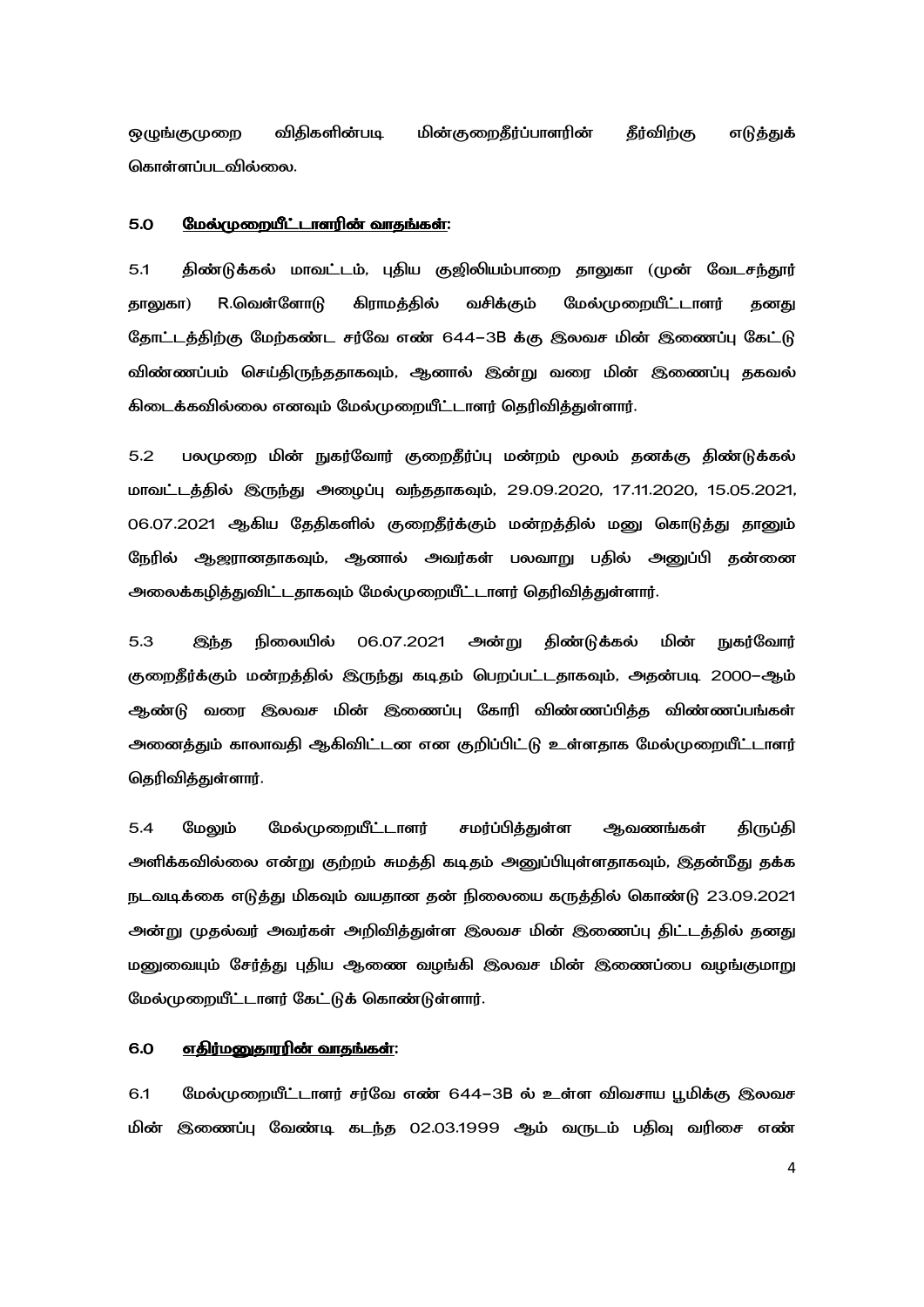ஒழுங்குமுறை விதிகளின்படி மின்குறைதீர்ப்பாளரின் தீர்விற்கு எடுத்துக் கொள்ளப்படவில்லை.

## 5.0 <u>மேல்முறையீட்டாளரின் வாதங்கள்:</u>

5.1 திண்டுக்கல் மாவட்டம், புதிய குஜிலியம்பாறை தாலுகா (முன் வேடசந்தூர் தாலுகா) R.வெள்ளோடு கிராமத்தில் வசிக்கும் மேல்முறையீட்டாளர் தனது தோட்டத்திற்கு மேற்கண்ட சர்வே எண் 644-3B க்கு இலவச மின் இணைப்பு கேட்டு விண்ணப்பம் செய்திருந்ததாகவும், ஆனால் இன்று வரை மின் இணைப்பு தகவல் கிடைக்கவில்லை எனவும் மேல்முறையீட்டாளர் தெரிவித்துள்ளார்.

5.2 பலமுறை மின் நுகர்வோர் குறைதீர்ப்பு மன்றம் மூலம் தனக்கு திண்டுக்கல் மாவட்டத்தில் இருந்து அழைப்பு வந்ததாகவும், 29.09.2020, 17.11.2020, 15.05.2021, 06.07.2021 ஆகிய தேதிகளில் குறைதீர்க்கும் மன்றத்தில் மனு கொடுத்து தானும் நேரில் ஆஜரானதாகவும், ஆனால் அவர்கள் பலவாறு பதில் அனுப்பி தன்னை அலைக்கழித்துவிட்டதாகவும் மேல்முறையீட்டாளர் தெரிவித்துள்ளார்.

5.3 இந்த நிலையில் 06.07.2021 அன்று திண்டுக்கல் மின் நுகர்வோர் குறைதீர்க்கும் மன்றத்தில் இருந்து கடிதம் பெறப்பட்டதாகவும், அதன்படி 2000-ஆம் ஆண்டு வரை இலவச மின் இணைப்பு கோரி விண்ணப்பித்த விண்ணப்பங்கள் அனைத்தும் காலாவதி ஆகிவிட்டன என குறிப்பிட்டு உள்ளதாக மேல்முறையீட்டாளர் தெரிவித்துள்ளார்.

5.4 மேலும் மேல்முறையீட்டாளர் சமர்ப்பித்துள்ள ஆவணங்கள் திருப்தி அளிக்கவில்லை என்று குற்றம் சுமத்தி கடிதம் அனுப்பியுள்ளதாகவும், இதன்மீது தக்க நடவடிக்கை எடுத்து மிகவும் வயதான தன் நிலையை கருத்தில் கொண்டு 23.09.2021 அன்று முதல்வர் அவர்கள் அறிவித்துள்ள இலவச மின் இணைப்பு திட்டத்தில் தனது மனுவையும் சேர்த்து புதிய ஆணை வழங்கி இலவச மின் இணைப்பை வழங்குமாறு மேல்முறையீட்டாளர் கேட்டுக் கொண்டுள்ளார்.

## 6.0 <u>எதிர்மனுதாரரின் வாதங்கள்:</u>

6.1 மேல்முறையீட்டாளர் சர்வே எண் 644-3B ல் உள்ள விவசாய பூமிக்கு இலவச மின் இணைப்பு வேண்டி கடந்த 02.03.1999 ஆம் வருடம் பதிவு வரிசை எண்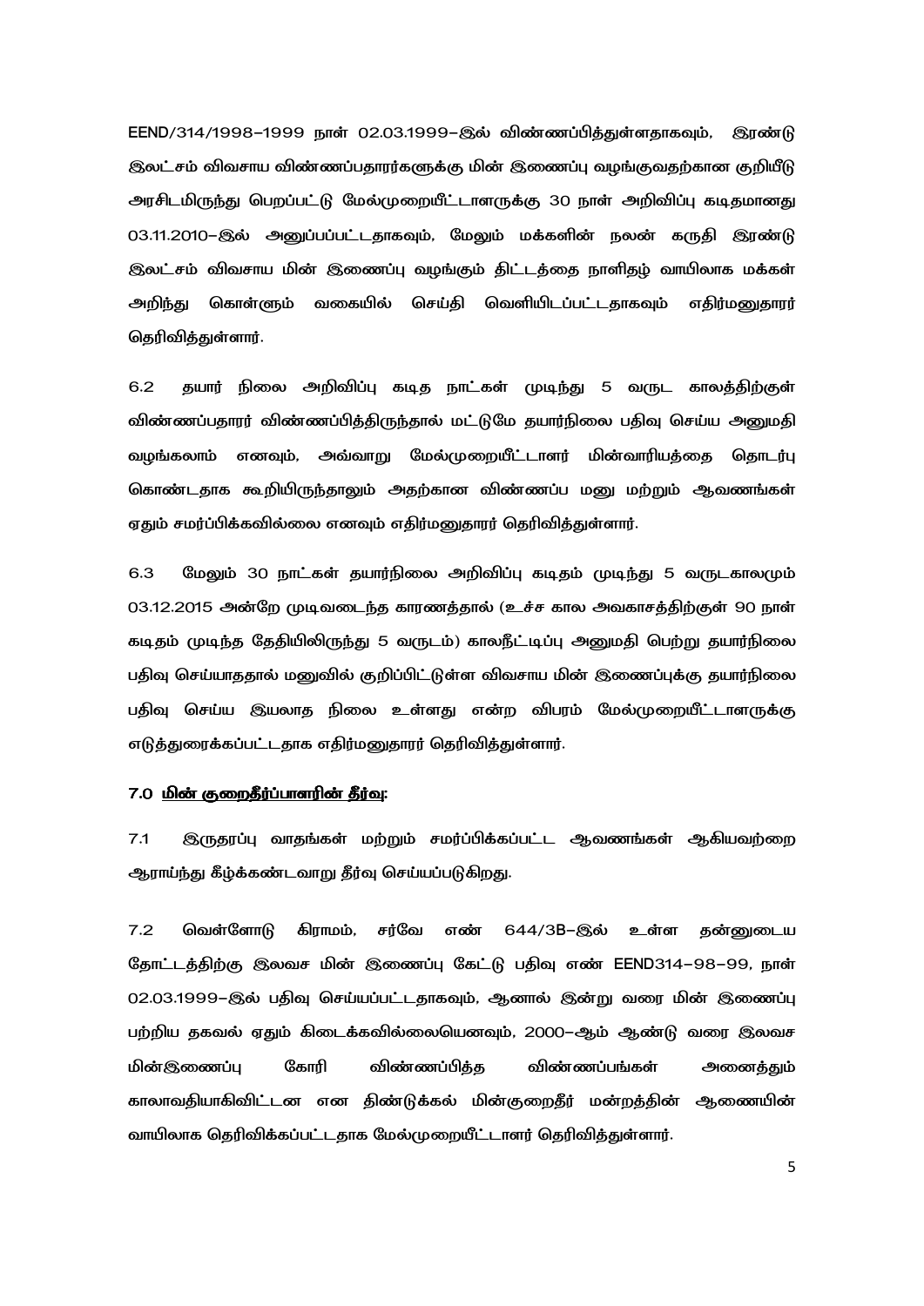EEND/314/1998–1999 நாள் 02.03.1999–இல் விண்ணப்பித்துள்ளதாகவும், இரண்டு இலட்சம் விவசாய விண்ணப்பதாரர்களுக்கு மின் இணைப்பு வழங்குவதற்கான குறியீடு அரசிடமிருந்து பெறப்பட்டு மேல்முறையீட்டாளருக்கு 30 நாள் அறிவிப்பு கடிதமானது 03.11.2010–இல் அனுப்பப்பட்டதாகவும், மேலும் மக்களின் நலன் கருதி இரண்டு இலட்சம் விவசாய மின் இணைப்பு வழங்கும் திட்டத்தை நாளிதழ் வாயிலாக மக்கள் அறிந்து கொள்ளும் வகையில் செய்தி வெளியிடப்பட்டதாகவும் எதிர்மனுதாரர் தெரிவித்துள்ளார்.

6.2 தயார் நிலை அறிவிப்பு கடித நாட்கள் முடிந்து 5 வருட காலத்திற்குள் விண்ணப்பதாரர் விண்ணப்பித்திருந்தால் மட்டுமே தயார்நிலை பதிவு செய்ய அனுமதி வழங்கலாம் எனவும், அவ்வாறு மேல்முறையீட்டாளர் மின்வாரியத்தை தொடர்பு கொண்டதாக கூறியிருந்தாலும் அதற்கான விண்ணப்ப மனு மற்றும் ஆவணங்கள் ஏதும் சமர்ப்பிக்கவில்லை எனவும் எதிர்மனுதாரர் தெரிவித்துள்ளார்.

6.3 மேலும் 30 நாட்கள் தயார்நிலை அறிவிப்பு கடிதம் முடிந்து 5 வருடகாலமும் 03.12.2015 அன்றே முடிவடைந்த காரணத்தால் (உச்ச கால அவகாசத்திற்குள் 90 நாள் கடிதம் முடிந்த தேதியிலிருந்து 5 வருடம்) காலநீட்டிப்பு அனுமதி பெற்று தயார்நிலை பதிவு செய்யாததால் மனுவில் குறிப்பிட்டுள்ள விவசாய மின் இணைப்புக்கு தயார்நிலை பதிவு செய்ய இயலாத நிலை உள்ளது என்ற விபரம் மேல்முறையீட்டாளருக்கு எடுத்துரைக்கப்பட்டதாக எதிர்மனுதாரர் தெரிவித்துள்ளார்.

**7.0 <u>மின் குறைதீர்ப்பாளரின் தீர்வு:</u>**

7.1 இருதரப்பு வாதங்கள் மற்றும் சமர்ப்பிக்கப்பட்ட ஆவணங்கள் ஆகியவற்றை ஆராய்ந்து கீழ்க்கண்டவாறு தீர்வு செய்யப்படுகிறது.

7.2 வெள்ளோடு கிராமம், சர்வே எண் 644/3B–இல் உள்ள தன்னுடைய தோட்டத்திற்கு இலவச மின் இணைப்பு கேட்டு பதிவு எண் EEND314–98–99, நாள் 02.03.1999–இல் பதிவு செய்யப்பட்டதாகவும், ஆனால் இன்று வரை மின் இணைப்பு பற்றிய தகவல் ஏதும் கிடைக்கவில்லையெனவும், 2000–ஆம் ஆண்டு வரை இலவச மின்இணைப்பு கோரி விண்ணப்பித்த விண்ணப்பங்கள் அனைத்தும் காலாவதியாகிவிட்டன என திண்டுக்கல் மின்குறைதீர் மன்றத்தின் ஆணையின் வாயிலாக தெரிவிக்கப்பட்டதாக மேல்முறையீட்டாளர் தெரிவித்துள்ளார்.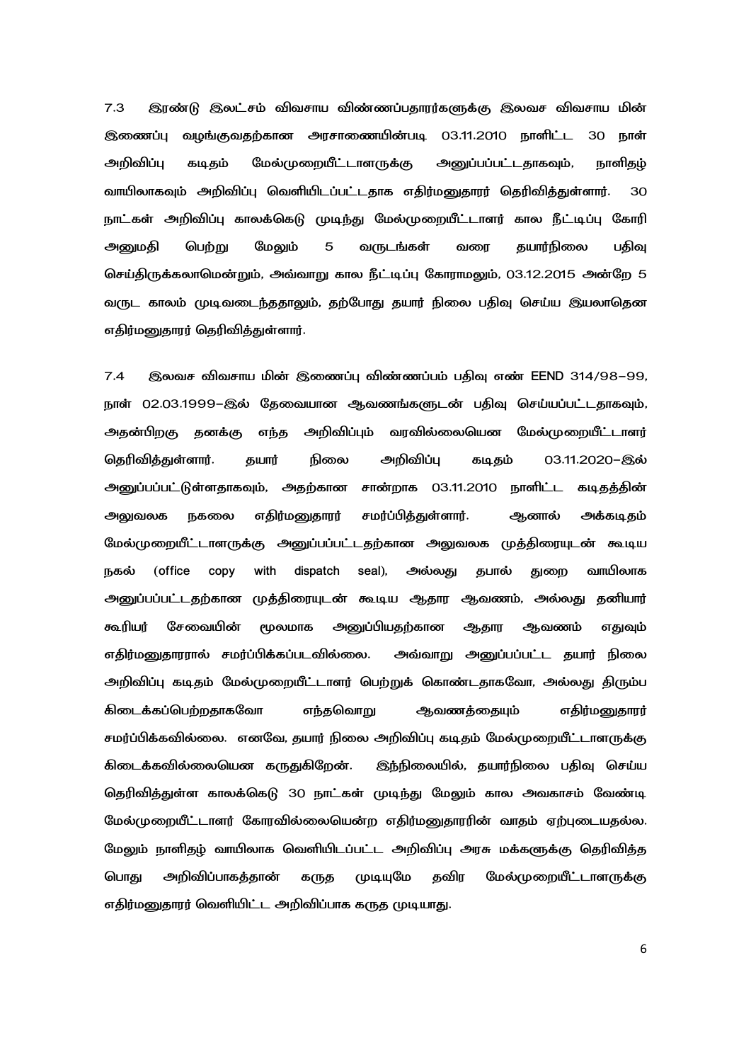7.3 இரண்டு இலட்சம் விவசாய விண்ணப்பதாரர்களுக்கு இலவச விவசாய மின் இணைப்பு வழங்குவதற்கான அரசாணையின்படி 03.11.2010 நாளிட்ட 30 நாள் அறிவிப்பு கடிதம் மேல்முறையீட்டாளருக்கு அனுப்பப்பட்டதாகவும், நாளிதழ் வாயிலாகவும் அறிவிப்பு வெளியிடப்பட்டதாக எதிர்மனுதாரர் தெரிவித்துள்ளார். 30 நாட்கள் அறிவிப்பு காலக்கெடு முடிந்து மேல்முறையீட்டாளர் கால நீட்டிப்பு கோரி அனுமதி பெற்று மேலும் 5 வருடங்கள் வரை தயார்நிலை பதிவு செய்திருக்கலாமென்றும், அவ்வாறு கால நீட்டிப்பு கோராமலும், 03.12.2015 அன்றே 5 வருட காலம் முடிவடைந்ததாலும், தற்போது தயார் நிலை பதிவு செய்ய இயலாதென எதிர்மனுதாரர் தெரிவித்துள்ளார்.

7.4 இலவச விவசாய மின் இணைப்பு விண்ணப்பம் பதிவு எண் EEND 314/98-99, நாள் 02.03.1999-இல் தேவையான ஆவணங்களுடன் பதிவு செய்யப்பட்டதாகவும், அதன்பிறகு தனக்கு எந்த அறிவிப்பும் வரவில்லையென மேல்முறையீட்டாளர் தெரிவித்துள்ளார். தயார் நிலை அறிவிப்பு கடிதம் 03.11.2020-இல் அனுப்பப்பட்டுள்ளதாகவும், அதற்கான சான்றாக 03.11.2010 நாளிட்ட கடிதத்தின் அலுவலக நகலை எதிர்மனுதாரர் சமர்ப்பித்துள்ளார். ஆனால் அக்கடிதம் மேல்முறையீட்டாளருக்கு அனுப்பப்பட்டதற்கான அலுவலக முத்திரையுடன் கூடிய நகல் (office copy with dispatch seal), அல்லது தபால் துறை வாயிலாக அனுப்பப்பட்டதற்கான முத்திரையுடன் கூடிய ஆதார ஆவணம், அல்லது தனியார் கூரியர் சேவையின் மூலமாக அனுப்பியதற்கான ஆதார ஆவணம் எதுவும் எதிர்மனுதாரரால் சமர்ப்பிக்கப்படவில்லை. அவ்வாறு அனுப்பப்பட்ட தயார் நிலை அறிவிப்பு கடிதம் மேல்முறையீட்டாளர் பெற்றுக் கொண்டதாகவோ, அல்லது திரும்ப கிடைக்கப்பெற்றதாகவோ எந்தவொரு ஆவணத்தையும் எதிர்மனுதாரர் சமர்ப்பிக்கவில்லை. எனவே, தயார் நிலை அறிவிப்பு கடிதம் மேல்முறையீட்டாளருக்கு கிடைக்கவில்லையென கருதுகிறேன். இந்நிலையில், தயார்நிலை பதிவு செய்ய தெரிவித்துள்ள காலக்கெடு 30 நாட்கள் முடிந்து மேலும் கால அவகாசம் வேண்டி மேல்முறையீட்டாளர் கோரவில்லையென்ற எதிர்மனுதாரரின் வாதம் ஏற்புடையதல்ல. மேலும் நாளிதழ் வாயிலாக வெளியிடப்பட்ட அறிவிப்பு அரசு மக்களுக்கு தெரிவித்த பொது அறிவிப்பாகத்தான் கருத முடியுமே தவிர மேல்முறையீட்டாளருக்கு எதிர்மனுதாரர் வெளியிட்ட அறிவிப்பாக கருத முடியாது.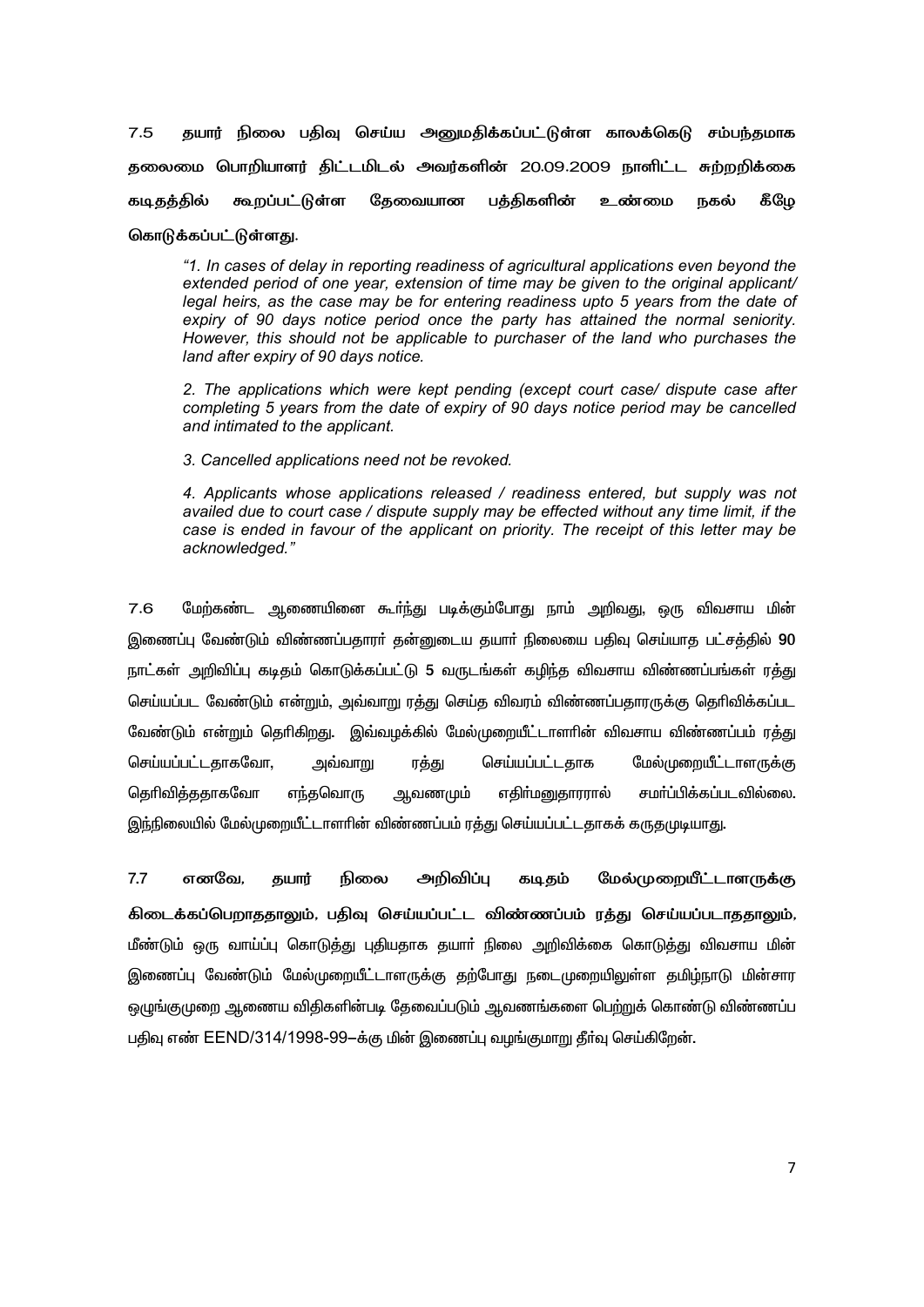7.5 தயார் நிலை பதிவு செய்ய அனுமதிக்கப்பட்டுள்ள காலக்கெடு சம்பந்தமாக தலைமை பொறியாளர் திட்டமிடல் அவர்களின் 20.09.2009 நாளிட்ட சுற்றறிக்கை கடிதத்தில் கூறப்பட்டுள்ள தேவையான பத்திகளின் உண்மை நகல் கீழே கொடுக்கப்பட்டுள்ளது.

> *"1. In cases of delay in reporting readiness of agricultural applications even beyond the extended period of one year, extension of time may be given to the original applicant/ legal heirs, as the case may be for entering readiness upto 5 years from the date of expiry of 90 days notice period once the party has attained the normal seniority. However, this should not be applicable to purchaser of the land who purchases the land after expiry of 90 days notice.*
>
> *2. The applications which were kept pending (except court case/ dispute case after completing 5 years from the date of expiry of 90 days notice period may be cancelled and intimated to the applicant.*
>
> *3. Cancelled applications need not be revoked.*
>
> *4. Applicants whose applications released / readiness entered, but supply was not availed due to court case / dispute supply may be effected without any time limit, if the case is ended in favour of the applicant on priority. The receipt of this letter may be acknowledged."*

7.6 மேற்கண்ட ஆணையினை கூர்ந்து படிக்கும்போது நாம் அறிவது, ஒரு விவசாய மின் இணைப்பு வேண்டும் விண்ணப்பதாரர் தன்னுடைய தயார் நிலையை பதிவு செய்யாத பட்சத்தில் 90 நாட்கள் அறிவிப்பு கடிதம் கொடுக்கப்பட்டு 5 வருடங்கள் கழிந்த விவசாய விண்ணப்பங்கள் ரத்து செய்யப்பட வேண்டும் என்றும், அவ்வாறு ரத்து செய்த விவரம் விண்ணப்பதாரருக்கு தெரிவிக்கப்பட வேண்டும் என்றும் தெரிகிறது. இவ்வழக்கில் மேல்முறையீட்டாளரின் விவசாய விண்ணப்பம் ரத்து செய்யப்பட்டதாகவோ, அவ்வாறு ரத்து செய்யப்பட்டதாக மேல்முறையீட்டாளருக்கு தெரிவித்ததாகவோ எந்தவொரு ஆவணமும் எதிர்மனுதாரரால் சமர்ப்பிக்கப்படவில்லை. இந்நிலையில் மேல்முறையீட்டாளரின் விண்ணப்பம் ரத்து செய்யப்பட்டதாகக் கருதமுடியாது.

7.7 எனவே, தயார் நிலை அறிவிப்பு கடிதம் மேல்முறையீட்டாளருக்கு கிடைக்கப்பெறாததாலும், பதிவு செய்யப்பட்ட விண்ணப்பம் ரத்து செய்யப்படாததாலும், மீண்டும் ஒரு வாய்ப்பு கொடுத்து புதியதாக தயார் நிலை அறிவிக்கை கொடுத்து விவசாய மின் இணைப்பு வேண்டும் மேல்முறையீட்டாளருக்கு தற்போது நடைமுறையிலுள்ள தமிழ்நாடு மின்சார ஒழுங்குமுறை ஆணைய விதிகளின்படி தேவைப்படும் ஆவணங்களை பெற்றுக் கொண்டு விண்ணப்ப பதிவு எண் EEND/314/1998-99–க்கு மின் இணைப்பு வழங்குமாறு தீர்வு செய்கிறேன்.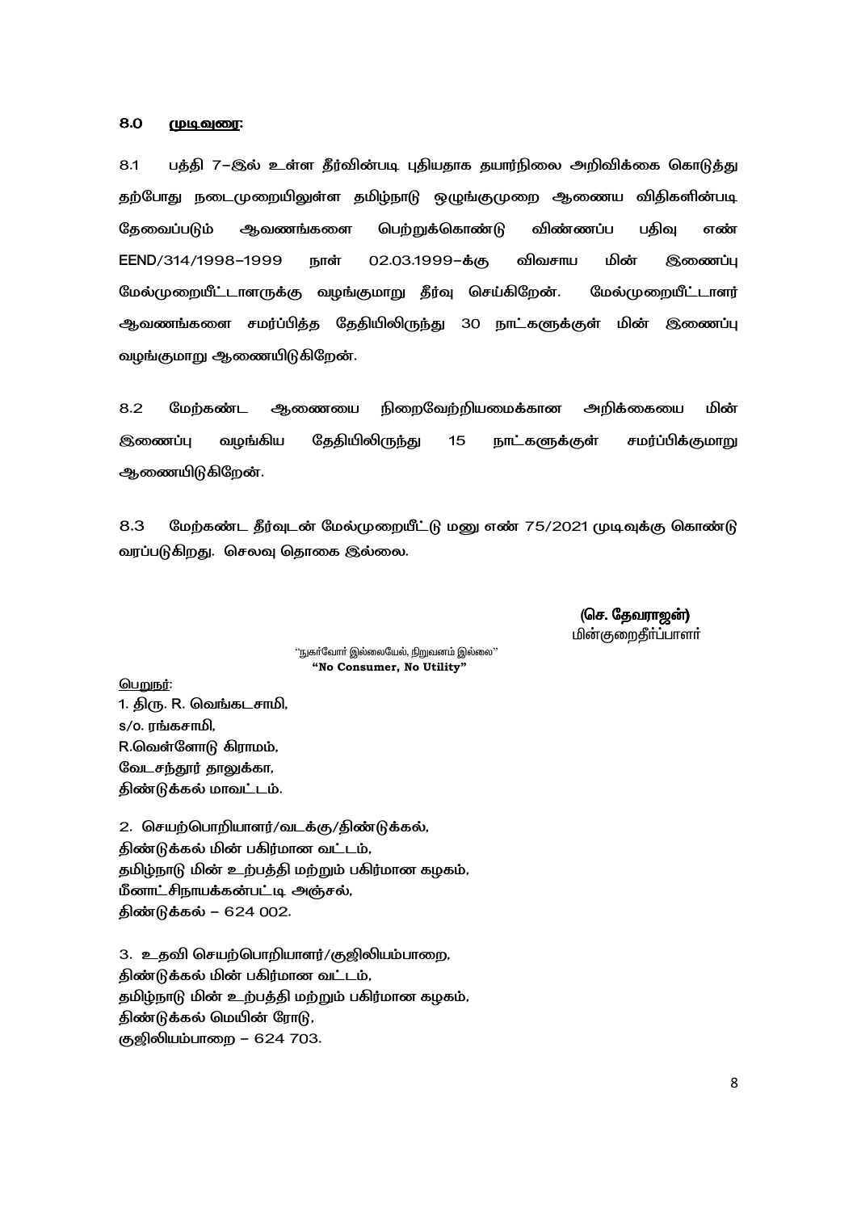## 8.0 முடிவுரை:

8.1 பத்தி 7–இல் உள்ள தீர்வின்படி புதியதாக தயார்நிலை அறிவிக்கை கொடுத்து தற்போது நடைமுறையிலுள்ள தமிழ்நாடு ஒழுங்குமுறை ஆணைய விதிகளின்படி தேவைப்படும் ஆவணங்களை பெற்றுக்கொண்டு விண்ணப்ப பதிவு எண் EEND/314/1998–1999 நாள் 02.03.1999–க்கு விவசாய மின் இணைப்பு மேல்முறையீட்டாளருக்கு வழங்குமாறு தீர்வு செய்கிறேன். மேல்முறையீட்டாளர் ஆவணங்களை சமர்ப்பித்த தேதியிலிருந்து 30 நாட்களுக்குள் மின் இணைப்பு வழங்குமாறு ஆணையிடுகிறேன்.

8.2 மேற்கண்ட ஆணையை நிறைவேற்றியமைக்கான அறிக்கையை மின் இணைப்பு வழங்கிய தேதியிலிருந்து 15 நாட்களுக்குள் சமர்ப்பிக்குமாறு ஆணையிடுகிறேன்.

8.3 மேற்கண்ட தீர்வுடன் மேல்முறையீட்டு மனு எண் 75/2021 முடிவுக்கு கொண்டு வரப்படுகிறது. செலவு தொகை இல்லை.

**(செ. தேவராஜன்)**
மின்குறைதீர்ப்பாளர்

"நுகர்வோர் இல்லையேல், நிறுவனம் இல்லை"
**"No Consumer, No Utility"**

பெறுநர்:

1. திரு. R. வெங்கடசாமி,
s/o. ரங்கசாமி,
R.வெள்ளோடு கிராமம்,
வேடசந்தூர் தாலுக்கா,
திண்டுக்கல் மாவட்டம்.

2. செயற்பொறியாளர்/வடக்கு/திண்டுக்கல்,
திண்டுக்கல் மின் பகிர்மான வட்டம்,
தமிழ்நாடு மின் உற்பத்தி மற்றும் பகிர்மான கழகம்,
மீனாட்சிநாயக்கன்பட்டி அஞ்சல்,
திண்டுக்கல் – 624 002.

3. உதவி செயற்பொறியாளர்/குஜிலியம்பாறை,
திண்டுக்கல் மின் பகிர்மான வட்டம்,
தமிழ்நாடு மின் உற்பத்தி மற்றும் பகிர்மான கழகம்,
திண்டுக்கல் மெயின் ரோடு,
குஜிலியம்பாறை – 624 703.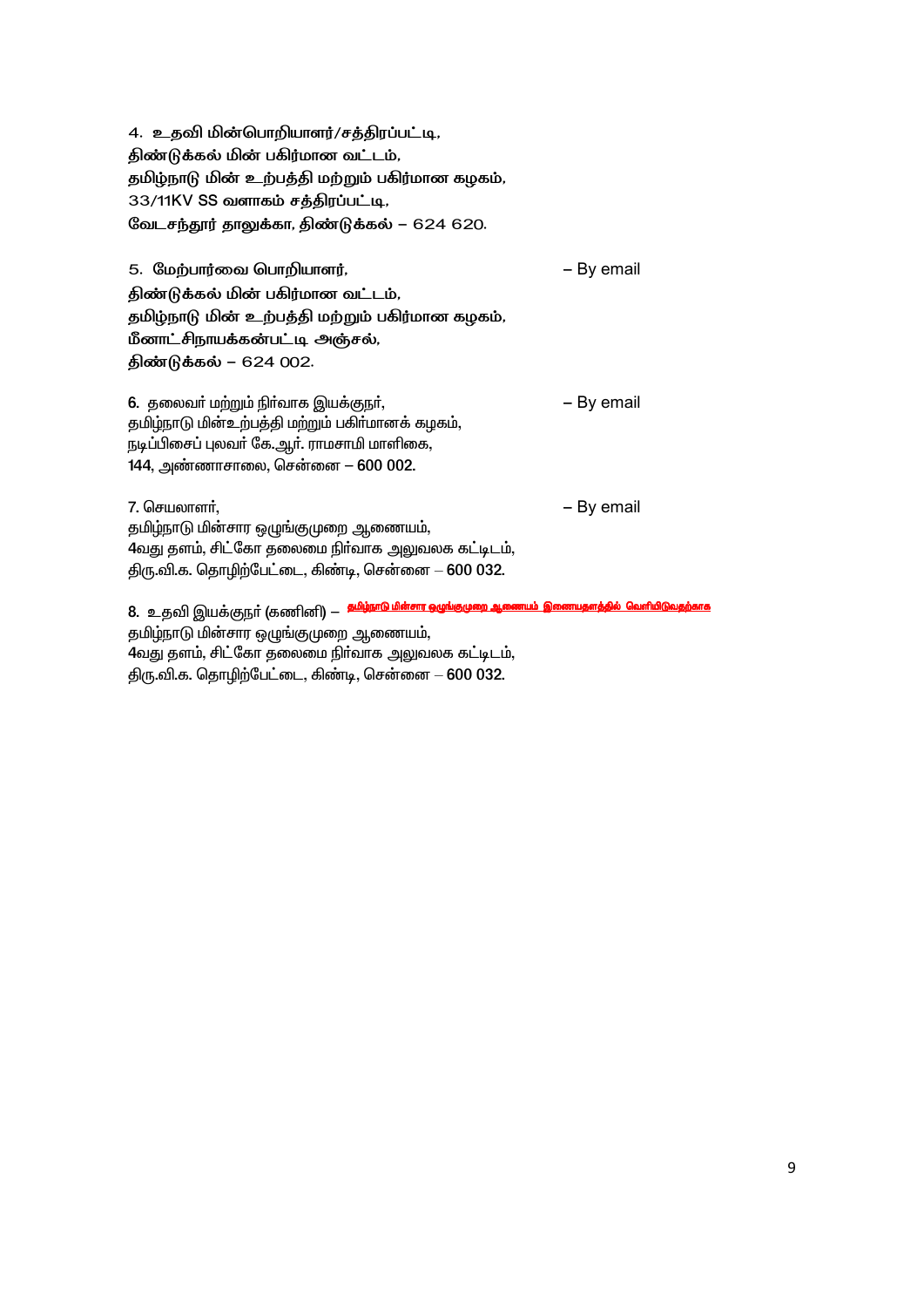4. உதவி மின்பொறியாளர்/சத்திரப்பட்டி,
திண்டுக்கல் மின் பகிர்மான வட்டம்,
தமிழ்நாடு மின் உற்பத்தி மற்றும் பகிர்மான கழகம்,
33/11KV SS வளாகம் சத்திரப்பட்டி,
வேடசந்தூர் தாலுக்கா, திண்டுக்கல் – 624 620.

5. மேற்பார்வை பொறியாளர், – By email
திண்டுக்கல் மின் பகிர்மான வட்டம்,
தமிழ்நாடு மின் உற்பத்தி மற்றும் பகிர்மான கழகம்,
மீனாட்சிநாயக்கன்பட்டி அஞ்சல்,
திண்டுக்கல் – 624 002.

6. தலைவர் மற்றும் நிர்வாக இயக்குநர், – By email
தமிழ்நாடு மின்உற்பத்தி மற்றும் பகிர்மானக் கழகம்,
நடிப்பிசைப் புலவர் கே.ஆர். ராமசாமி மாளிகை,
144, அண்ணாசாலை, சென்னை – 600 002.

7. செயலாளர், – By email
தமிழ்நாடு மின்சார ஒழுங்குமுறை ஆணையம்,
4வது தளம், சிட்கோ தலைமை நிர்வாக அலுவலக கட்டிடம்,
திரு.வி.க. தொழிற்பேட்டை, கிண்டி, சென்னை – 600 032.

8. உதவி இயக்குநர் (கணினி) – தமிழ்நாடு மின்சார ஒழுங்குமுறை ஆணையம் இணையதளத்தில் வெளியிடுவதற்காக
தமிழ்நாடு மின்சார ஒழுங்குமுறை ஆணையம்,
4வது தளம், சிட்கோ தலைமை நிர்வாக அலுவலக கட்டிடம்,
திரு.வி.க. தொழிற்பேட்டை, கிண்டி, சென்னை – 600 032.